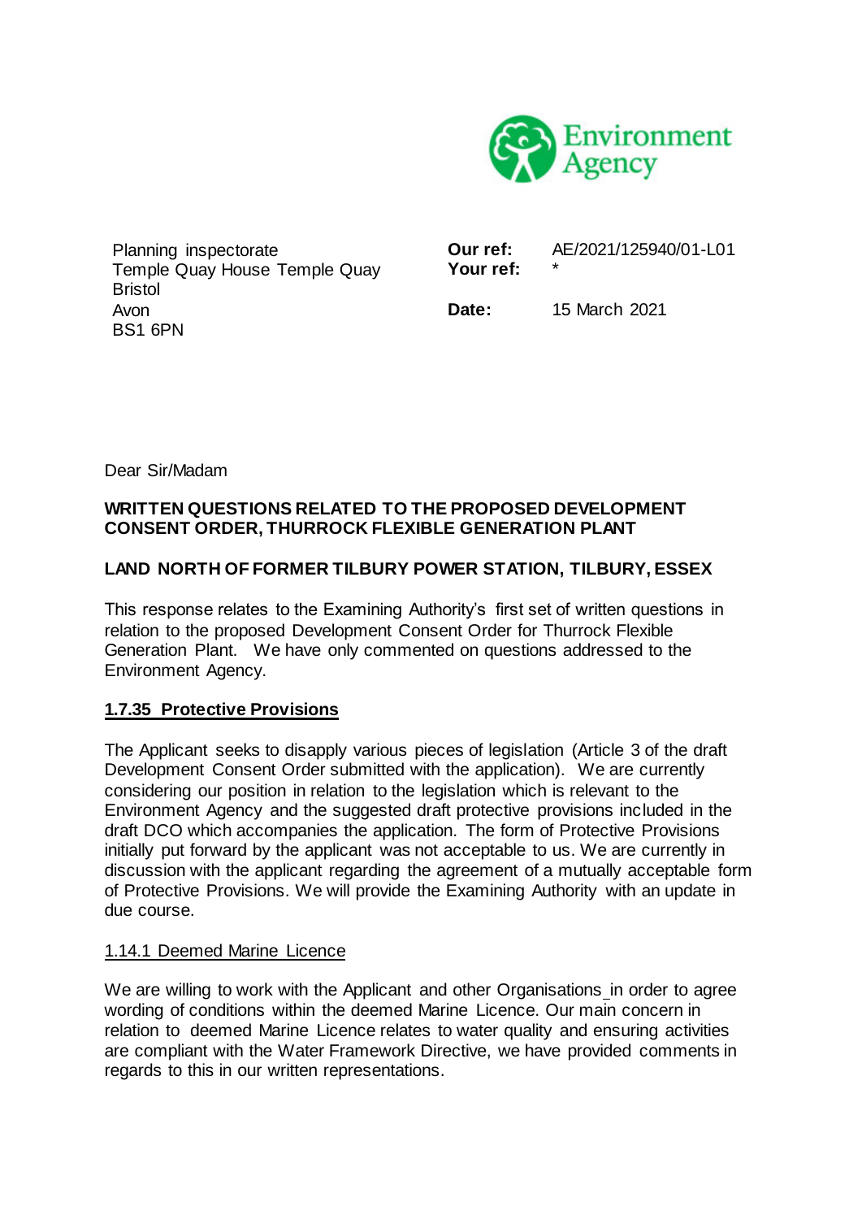Planning inspectorate
Temple Quay House Temple Quay
Bristol
Avon
BS1 6PN

**Our ref:** AE/2021/125940/01-L01
**Your ref:** *

**Date:** 15 March 2021

Dear Sir/Madam

**WRITTEN QUESTIONS RELATED TO THE PROPOSED DEVELOPMENT CONSENT ORDER, THURROCK FLEXIBLE GENERATION PLANT**

**LAND NORTH OF FORMER TILBURY POWER STATION, TILBURY, ESSEX**

This response relates to the Examining Authority's first set of written questions in relation to the proposed Development Consent Order for Thurrock Flexible Generation Plant. We have only commented on questions addressed to the Environment Agency.

**1.7.35 Protective Provisions**

The Applicant seeks to disapply various pieces of legislation (Article 3 of the draft Development Consent Order submitted with the application). We are currently considering our position in relation to the legislation which is relevant to the Environment Agency and the suggested draft protective provisions included in the draft DCO which accompanies the application. The form of Protective Provisions initially put forward by the applicant was not acceptable to us. We are currently in discussion with the applicant regarding the agreement of a mutually acceptable form of Protective Provisions. We will provide the Examining Authority with an update in due course.

1.14.1 Deemed Marine Licence

We are willing to work with the Applicant and other Organisations in order to agree wording of conditions within the deemed Marine Licence. Our main concern in relation to deemed Marine Licence relates to water quality and ensuring activities are compliant with the Water Framework Directive, we have provided comments in regards to this in our written representations.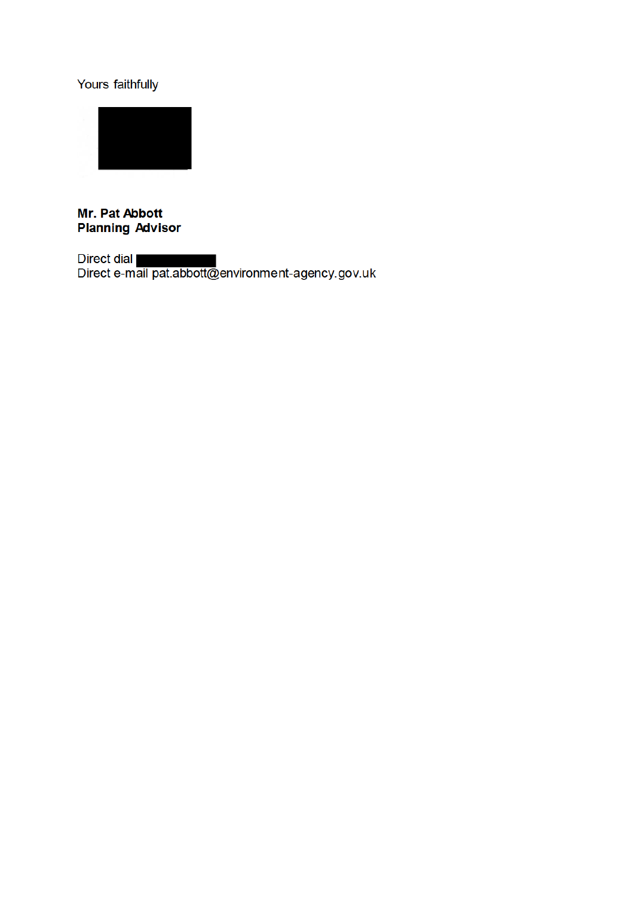Yours faithfully

**Mr. Pat Abbott**
**Planning Advisor**

Direct dial
Direct e-mail pat.abbott@environment-agency.gov.uk